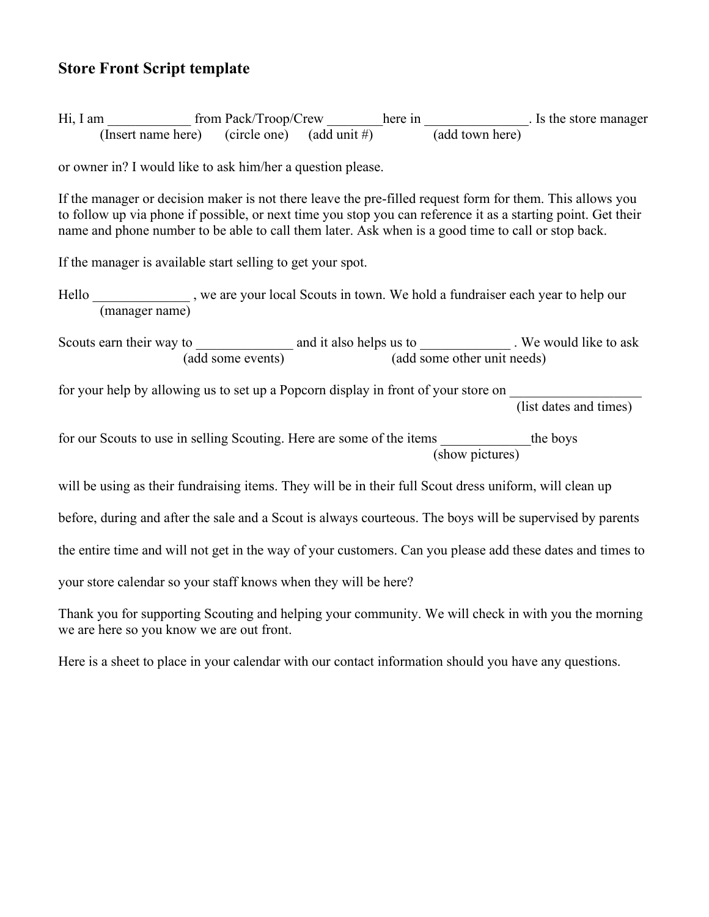## Store Front Script template

Hi, I am ____________ from Pack/Troop/Crew ________here in _______________. Is the store manager
(Insert name here) (circle one) (add unit #) (add town here)

or owner in? I would like to ask him/her a question please.

If the manager or decision maker is not there leave the pre-filled request form for them. This allows you to follow up via phone if possible, or next time you stop you can reference it as a starting point. Get their name and phone number to be able to call them later. Ask when is a good time to call or stop back.

If the manager is available start selling to get your spot.

Hello ______________ , we are your local Scouts in town. We hold a fundraiser each year to help our
(manager name)

Scouts earn their way to ______________ and it also helps us to _____________ . We would like to ask
(add some events) (add some other unit needs)

for your help by allowing us to set up a Popcorn display in front of your store on ___________________
(list dates and times)

for our Scouts to use in selling Scouting. Here are some of the items _____________the boys
(show pictures)

will be using as their fundraising items. They will be in their full Scout dress uniform, will clean up before, during and after the sale and a Scout is always courteous. The boys will be supervised by parents the entire time and will not get in the way of your customers. Can you please add these dates and times to your store calendar so your staff knows when they will be here?

Thank you for supporting Scouting and helping your community. We will check in with you the morning we are here so you know we are out front.

Here is a sheet to place in your calendar with our contact information should you have any questions.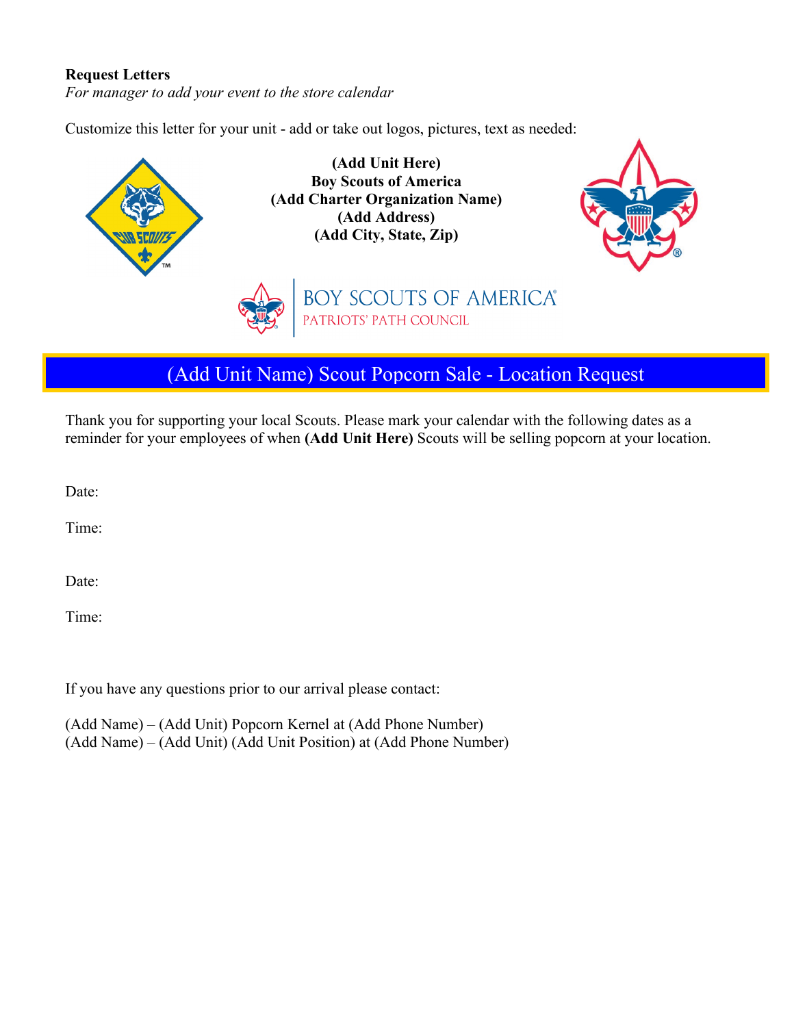**Request Letters**
*For manager to add your event to the store calendar*

Customize this letter for your unit - add or take out logos, pictures, text as needed:

**(Add Unit Here)**
**Boy Scouts of America**
**(Add Charter Organization Name)**
**(Add Address)**
**(Add City, State, Zip)**

BOY SCOUTS OF AMERICA®
PATRIOTS' PATH COUNCIL

## (Add Unit Name) Scout Popcorn Sale - Location Request

Thank you for supporting your local Scouts. Please mark your calendar with the following dates as a reminder for your employees of when **(Add Unit Here)** Scouts will be selling popcorn at your location.

Date:

Time:

Date:

Time:

If you have any questions prior to our arrival please contact:

(Add Name) – (Add Unit) Popcorn Kernel at (Add Phone Number)
(Add Name) – (Add Unit) (Add Unit Position) at (Add Phone Number)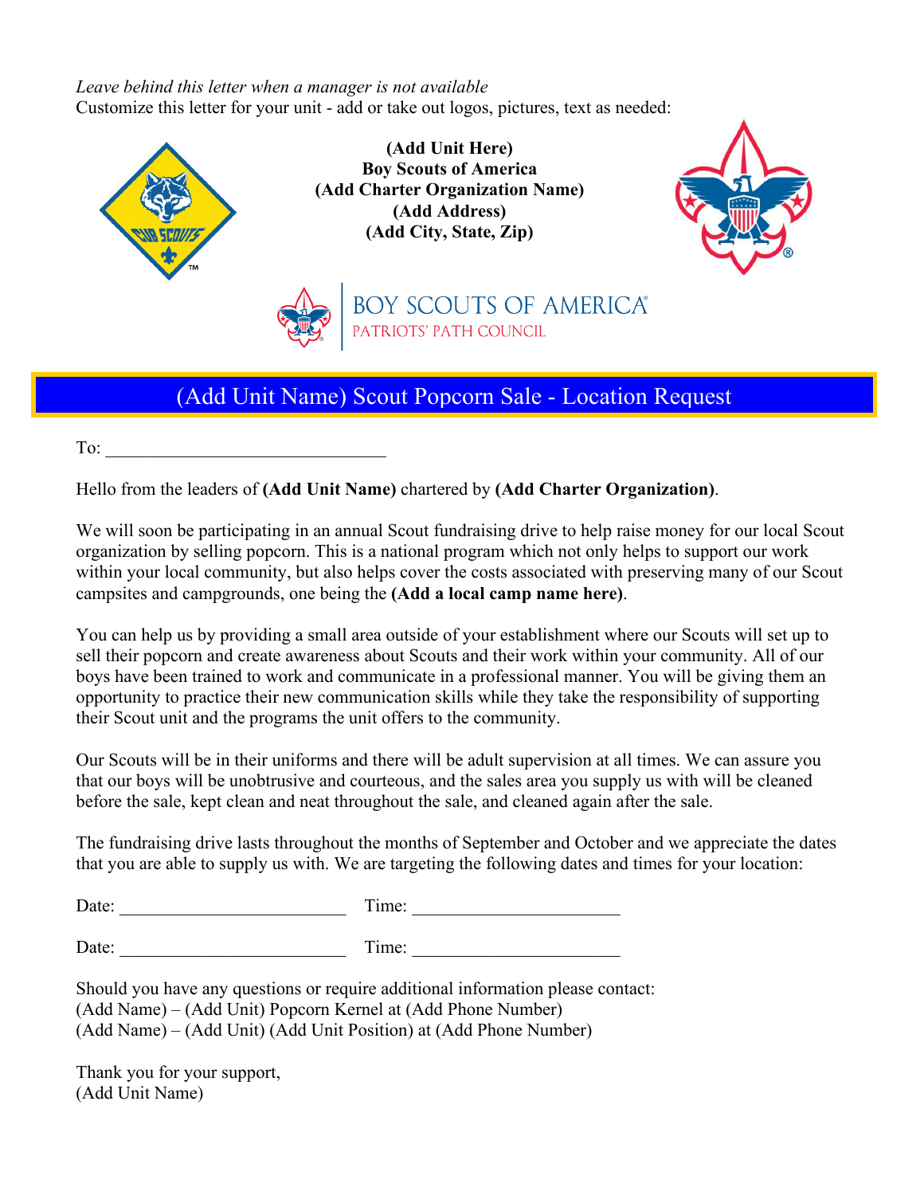*Leave behind this letter when a manager is not available*
Customize this letter for your unit - add or take out logos, pictures, text as needed:

**(Add Unit Here)**
**Boy Scouts of America**
**(Add Charter Organization Name)**
**(Add Address)**
**(Add City, State, Zip)**

BOY SCOUTS OF AMERICA
PATRIOTS' PATH COUNCIL

## (Add Unit Name) Scout Popcorn Sale - Location Request

To: ______________________________

Hello from the leaders of **(Add Unit Name)** chartered by **(Add Charter Organization)**.

We will soon be participating in an annual Scout fundraising drive to help raise money for our local Scout organization by selling popcorn. This is a national program which not only helps to support our work within your local community, but also helps cover the costs associated with preserving many of our Scout campsites and campgrounds, one being the **(Add a local camp name here)**.

You can help us by providing a small area outside of your establishment where our Scouts will set up to sell their popcorn and create awareness about Scouts and their work within your community. All of our boys have been trained to work and communicate in a professional manner. You will be giving them an opportunity to practice their new communication skills while they take the responsibility of supporting their Scout unit and the programs the unit offers to the community.

Our Scouts will be in their uniforms and there will be adult supervision at all times. We can assure you that our boys will be unobtrusive and courteous, and the sales area you supply us with will be cleaned before the sale, kept clean and neat throughout the sale, and cleaned again after the sale.

The fundraising drive lasts throughout the months of September and October and we appreciate the dates that you are able to supply us with. We are targeting the following dates and times for your location:

Date: ________________________ Time: ____________________

Date: ________________________ Time: ____________________

Should you have any questions or require additional information please contact:
(Add Name) – (Add Unit) Popcorn Kernel at (Add Phone Number)
(Add Name) – (Add Unit) (Add Unit Position) at (Add Phone Number)

Thank you for your support,
(Add Unit Name)